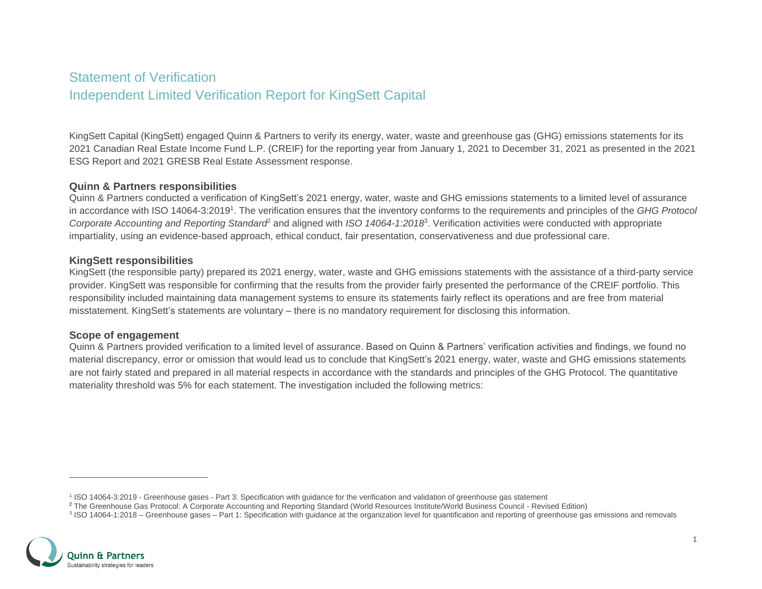# Statement of Verification

## Independent Limited Verification Report for KingSett Capital

KingSett Capital (KingSett) engaged Quinn & Partners to verify its energy, water, waste and greenhouse gas (GHG) emissions statements for its 2021 Canadian Real Estate Income Fund L.P. (CREIF) for the reporting year from January 1, 2021 to December 31, 2021 as presented in the 2021 ESG Report and 2021 GRESB Real Estate Assessment response.

### Quinn & Partners responsibilities

Quinn & Partners conducted a verification of KingSett's 2021 energy, water, waste and GHG emissions statements to a limited level of assurance in accordance with ISO 14064-3:2019[1]. The verification ensures that the inventory conforms to the requirements and principles of the *GHG Protocol Corporate Accounting and Reporting Standard*[2] and aligned with *ISO 14064-1:2018*[3]. Verification activities were conducted with appropriate impartiality, using an evidence-based approach, ethical conduct, fair presentation, conservativeness and due professional care.

### KingSett responsibilities

KingSett (the responsible party) prepared its 2021 energy, water, waste and GHG emissions statements with the assistance of a third-party service provider. KingSett was responsible for confirming that the results from the provider fairly presented the performance of the CREIF portfolio. This responsibility included maintaining data management systems to ensure its statements fairly reflect its operations and are free from material misstatement. KingSett's statements are voluntary – there is no mandatory requirement for disclosing this information.

### Scope of engagement

Quinn & Partners provided verification to a limited level of assurance. Based on Quinn & Partners' verification activities and findings, we found no material discrepancy, error or omission that would lead us to conclude that KingSett's 2021 energy, water, waste and GHG emissions statements are not fairly stated and prepared in all material respects in accordance with the standards and principles of the GHG Protocol. The quantitative materiality threshold was 5% for each statement. The investigation included the following metrics:

---

[1] ISO 14064-3:2019 - Greenhouse gases - Part 3: Specification with guidance for the verification and validation of greenhouse gas statement

[2] The Greenhouse Gas Protocol: A Corporate Accounting and Reporting Standard (World Resources Institute/World Business Council - Revised Edition)

[3] ISO 14064-1:2018 – Greenhouse gases – Part 1: Specification with guidance at the organization level for quantification and reporting of greenhouse gas emissions and removals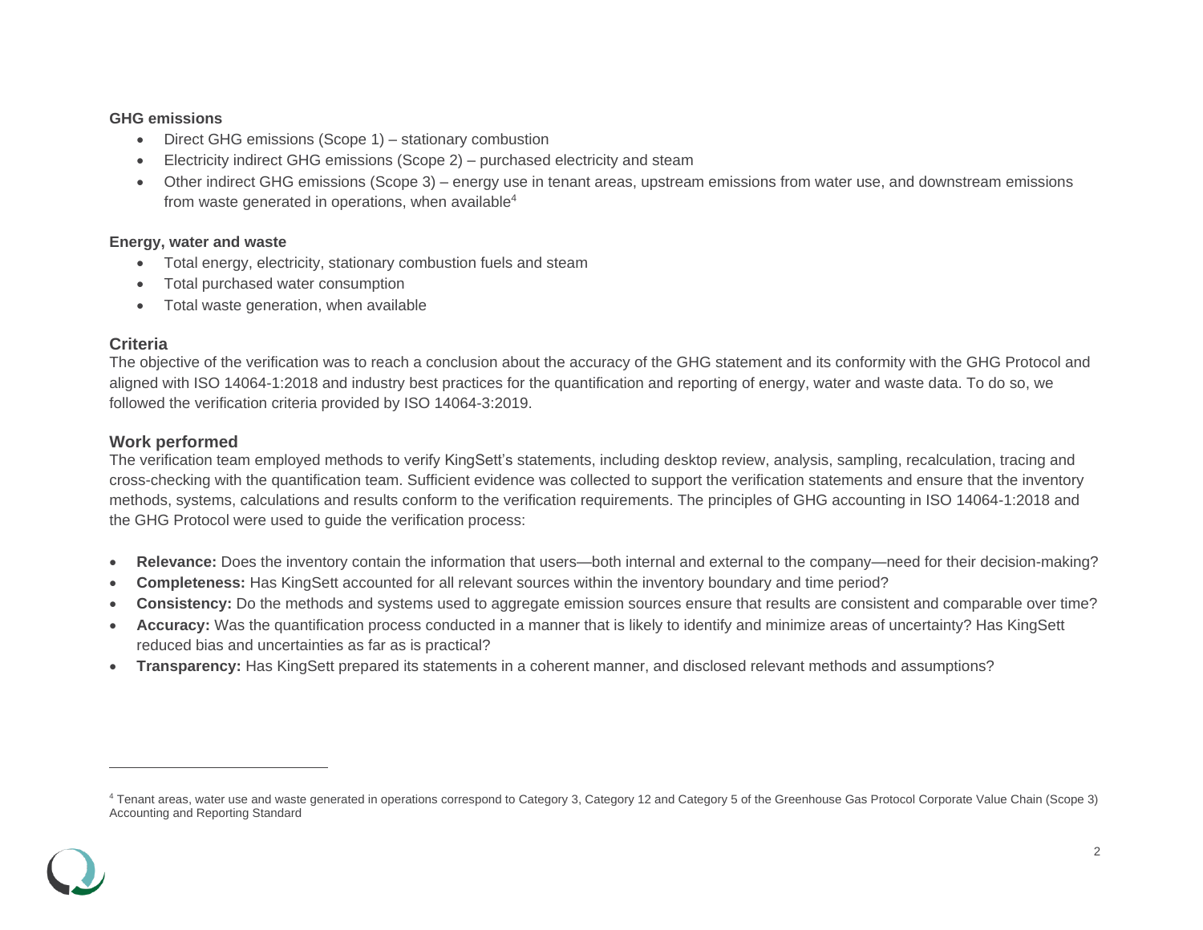**GHG emissions**

- Direct GHG emissions (Scope 1) – stationary combustion
- Electricity indirect GHG emissions (Scope 2) – purchased electricity and steam
- Other indirect GHG emissions (Scope 3) – energy use in tenant areas, upstream emissions from water use, and downstream emissions from waste generated in operations, when available[4]

**Energy, water and waste**

- Total energy, electricity, stationary combustion fuels and steam
- Total purchased water consumption
- Total waste generation, when available

## Criteria

The objective of the verification was to reach a conclusion about the accuracy of the GHG statement and its conformity with the GHG Protocol and aligned with ISO 14064-1:2018 and industry best practices for the quantification and reporting of energy, water and waste data. To do so, we followed the verification criteria provided by ISO 14064-3:2019.

## Work performed

The verification team employed methods to verify KingSett's statements, including desktop review, analysis, sampling, recalculation, tracing and cross-checking with the quantification team. Sufficient evidence was collected to support the verification statements and ensure that the inventory methods, systems, calculations and results conform to the verification requirements. The principles of GHG accounting in ISO 14064-1:2018 and the GHG Protocol were used to guide the verification process:

- **Relevance:** Does the inventory contain the information that users—both internal and external to the company—need for their decision-making?
- **Completeness:** Has KingSett accounted for all relevant sources within the inventory boundary and time period?
- **Consistency:** Do the methods and systems used to aggregate emission sources ensure that results are consistent and comparable over time?
- **Accuracy:** Was the quantification process conducted in a manner that is likely to identify and minimize areas of uncertainty? Has KingSett reduced bias and uncertainties as far as is practical?
- **Transparency:** Has KingSett prepared its statements in a coherent manner, and disclosed relevant methods and assumptions?

---

[4] Tenant areas, water use and waste generated in operations correspond to Category 3, Category 12 and Category 5 of the Greenhouse Gas Protocol Corporate Value Chain (Scope 3) Accounting and Reporting Standard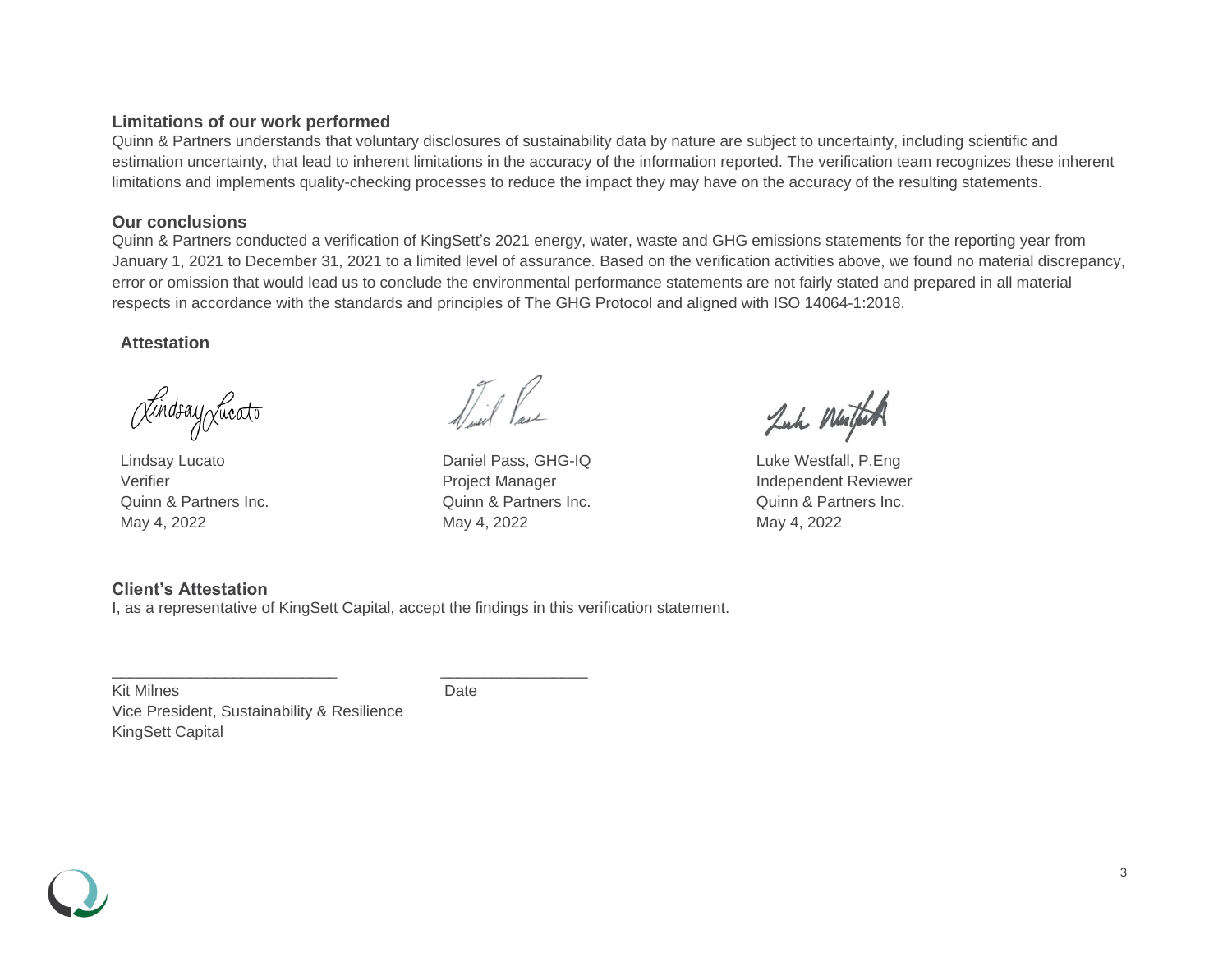## Limitations of our work performed

Quinn & Partners understands that voluntary disclosures of sustainability data by nature are subject to uncertainty, including scientific and estimation uncertainty, that lead to inherent limitations in the accuracy of the information reported. The verification team recognizes these inherent limitations and implements quality-checking processes to reduce the impact they may have on the accuracy of the resulting statements.

## Our conclusions

Quinn & Partners conducted a verification of KingSett's 2021 energy, water, waste and GHG emissions statements for the reporting year from January 1, 2021 to December 31, 2021 to a limited level of assurance. Based on the verification activities above, we found no material discrepancy, error or omission that would lead us to conclude the environmental performance statements are not fairly stated and prepared in all material respects in accordance with the standards and principles of The GHG Protocol and aligned with ISO 14064-1:2018.

## Attestation

Lindsay Lucato
Verifier
Quinn & Partners Inc.
May 4, 2022

Daniel Pass, GHG-IQ
Project Manager
Quinn & Partners Inc.
May 4, 2022

Luke Westfall, P.Eng
Independent Reviewer
Quinn & Partners Inc.
May 4, 2022

## Client's Attestation

I, as a representative of KingSett Capital, accept the findings in this verification statement.

\_\_\_\_\_\_\_\_\_\_\_\_\_\_\_\_\_\_\_\_\_\_\_\_\_\_ \_\_\_\_\_\_\_\_\_\_\_\_\_\_\_\_\_

Kit Milnes
Vice President, Sustainability & Resilience
KingSett Capital

Date